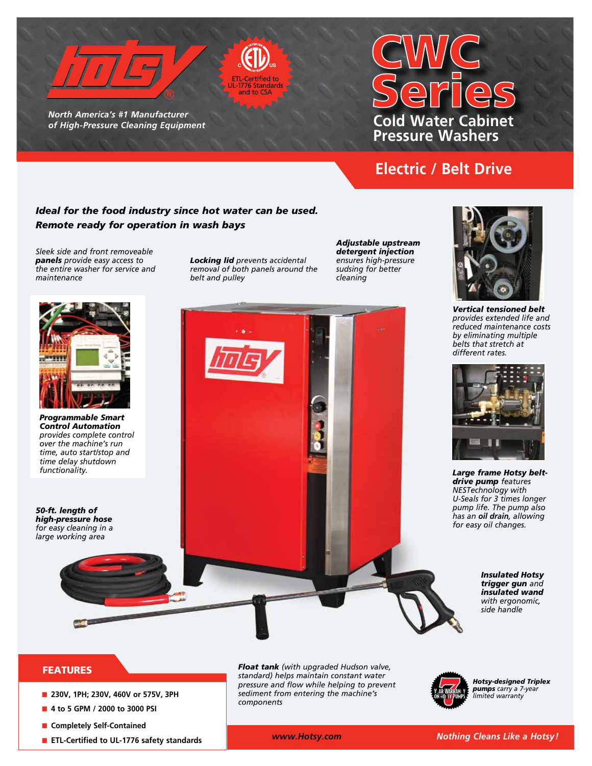# CWC Series

## Cold Water Cabinet Pressure Washers

**hotsy®**

*North America's #1 Manufacturer of High-Pressure Cleaning Equipment*

ETL-Certified to UL-1776 Standards and to CSA

## Electric / Belt Drive

***Ideal for the food industry since hot water can be used.***
***Remote ready for operation in wash bays***

*Sleek side and front removeable **panels** provide easy access to the entire washer for service and maintenance*

***Locking lid** prevents accidental removal of both panels around the belt and pulley*

***Adjustable upstream detergent injection** ensures high-pressure sudsing for better cleaning*

***Vertical tensioned belt** provides extended life and reduced maintenance costs by eliminating multiple belts that stretch at different rates.*

***Programmable Smart Control Automation** provides complete control over the machine's run time, auto start/stop and time delay shutdown functionality.*

***Large frame Hotsy belt-drive pump** features NESTechnology with U-Seals for 3 times longer pump life. The pump also has an **oil drain**, allowing for easy oil changes.*

***50-ft. length of high-pressure hose** for easy cleaning in a large working area*

***Insulated Hotsy trigger gun** and **insulated wand** with ergonomic, side handle*

## FEATURES

- 230V, 1PH; 230V, 460V or 575V, 3PH
- 4 to 5 GPM / 2000 to 3000 PSI
- Completely Self-Contained
- ETL-Certified to UL-1776 safety standards

***Float tank** (with upgraded Hudson valve, standard) helps maintain constant water pressure and flow while helping to prevent sediment from entering the machine's components*

7 YEAR WARRANTY ON HOTSY PUMPS

***Hotsy-designed Triplex pumps** carry a 7-year limited warranty*

*www.Hotsy.com*

*Nothing Cleans Like a Hotsy!*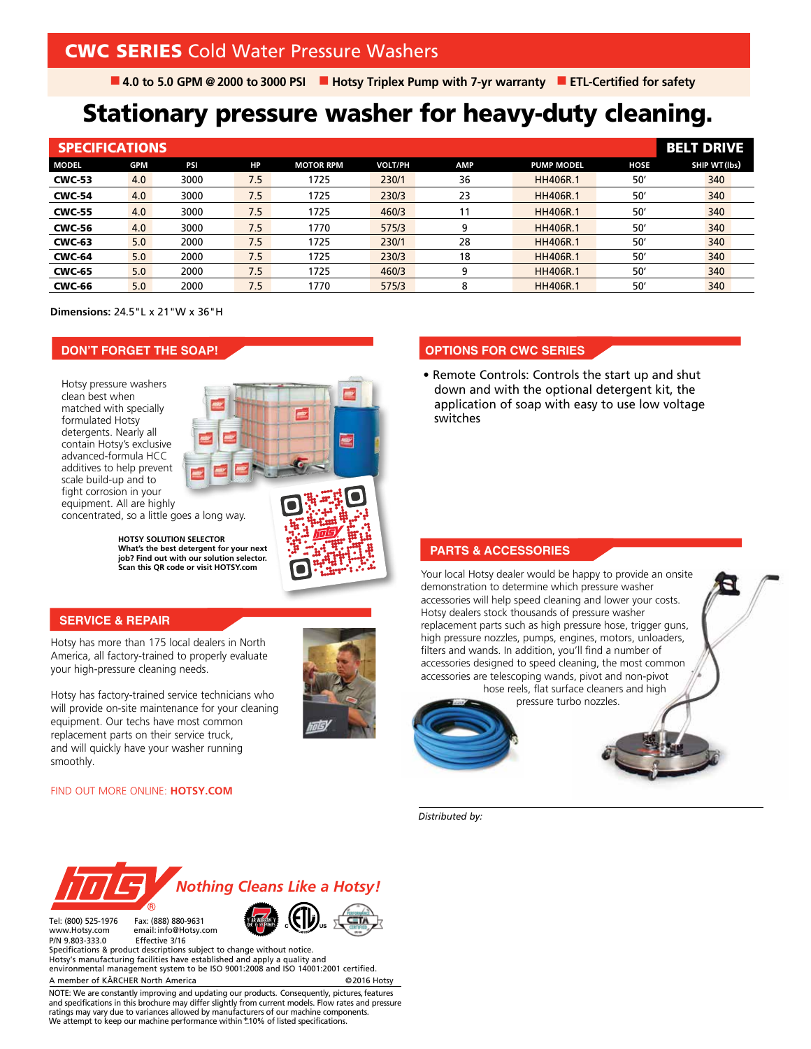# CWC SERIES Cold Water Pressure Washers

- 4.0 to 5.0 GPM @ 2000 to 3000 PSI
- Hotsy Triplex Pump with 7-yr warranty
- ETL-Certified for safety

## Stationary pressure washer for heavy-duty cleaning.

### SPECIFICATIONS — BELT DRIVE

| MODEL | GPM | PSI | HP | MOTOR RPM | VOLT/PH | AMP | PUMP MODEL | HOSE | SHIP WT (lbs) |
|---|---|---|---|---|---|---|---|---|---|
| **CWC-53** | 4.0 | 3000 | 7.5 | 1725 | 230/1 | 36 | HH406R.1 | 50′ | 340 |
| **CWC-54** | 4.0 | 3000 | 7.5 | 1725 | 230/3 | 23 | HH406R.1 | 50′ | 340 |
| **CWC-55** | 4.0 | 3000 | 7.5 | 1725 | 460/3 | 11 | HH406R.1 | 50′ | 340 |
| **CWC-56** | 4.0 | 3000 | 7.5 | 1770 | 575/3 | 9 | HH406R.1 | 50′ | 340 |
| **CWC-63** | 5.0 | 2000 | 7.5 | 1725 | 230/1 | 28 | HH406R.1 | 50′ | 340 |
| **CWC-64** | 5.0 | 2000 | 7.5 | 1725 | 230/3 | 18 | HH406R.1 | 50′ | 340 |
| **CWC-65** | 5.0 | 2000 | 7.5 | 1725 | 460/3 | 9 | HH406R.1 | 50′ | 340 |
| **CWC-66** | 5.0 | 2000 | 7.5 | 1770 | 575/3 | 8 | HH406R.1 | 50′ | 340 |

**Dimensions:** 24.5"L x 21"W x 36"H

### DON'T FORGET THE SOAP!

Hotsy pressure washers clean best when matched with specially formulated Hotsy detergents. Nearly all contain Hotsy's exclusive advanced-formula HCC additives to help prevent scale build-up and to fight corrosion in your equipment. All are highly concentrated, so a little goes a long way.

**HOTSY SOLUTION SELECTOR**
**What's the best detergent for your next job? Find out with our solution selector. Scan this QR code or visit HOTSY.com**

### SERVICE & REPAIR

Hotsy has more than 175 local dealers in North America, all factory-trained to properly evaluate your high-pressure cleaning needs.

Hotsy has factory-trained service technicians who will provide on-site maintenance for your cleaning equipment. Our techs have most common replacement parts on their service truck, and will quickly have your washer running smoothly.

FIND OUT MORE ONLINE: **HOTSY.COM**

### OPTIONS FOR CWC SERIES

- Remote Controls: Controls the start up and shut down and with the optional detergent kit, the application of soap with easy to use low voltage switches

### PARTS & ACCESSORIES

Your local Hotsy dealer would be happy to provide an onsite demonstration to determine which pressure washer accessories will help speed cleaning and lower your costs. Hotsy dealers stock thousands of pressure washer replacement parts such as high pressure hose, trigger guns, high pressure nozzles, pumps, engines, motors, unloaders, filters and wands. In addition, you'll find a number of accessories designed to speed cleaning, the most common accessories are telescoping wands, pivot and non-pivot hose reels, flat surface cleaners and high pressure turbo nozzles.

*Distributed by:*

*Nothing Cleans Like a Hotsy!*

Tel: (800) 525-1976　Fax: (888) 880-9631
www.Hotsy.com　email: info@Hotsy.com
P/N 9.803-333.0　Effective 3/16
Specifications & product descriptions subject to change without notice.
Hotsy's manufacturing facilities have established and apply a quality and environmental management system to be ISO 9001:2008 and ISO 14001:2001 certified.
A member of KÄRCHER North America　©2016 Hotsy

NOTE: We are constantly improving and updating our products. Consequently, pictures, features and specifications in this brochure may differ slightly from current models. Flow rates and pressure ratings may vary due to variances allowed by manufacturers of our machine components. We attempt to keep our machine performance within ±10% of listed specifications.